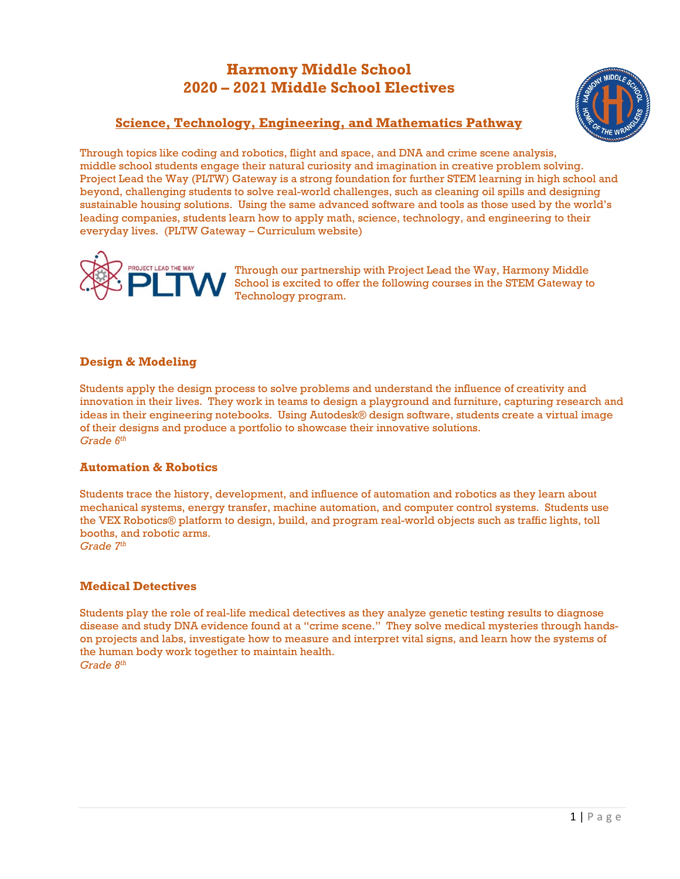# Harmony Middle School
# 2020 – 2021 Middle School Electives

## Science, Technology, Engineering, and Mathematics Pathway

Through topics like coding and robotics, flight and space, and DNA and crime scene analysis, middle school students engage their natural curiosity and imagination in creative problem solving. Project Lead the Way (PLTW) Gateway is a strong foundation for further STEM learning in high school and beyond, challenging students to solve real-world challenges, such as cleaning oil spills and designing sustainable housing solutions. Using the same advanced software and tools as those used by the world's leading companies, students learn how to apply math, science, technology, and engineering to their everyday lives. (PLTW Gateway – Curriculum website)

Through our partnership with Project Lead the Way, Harmony Middle School is excited to offer the following courses in the STEM Gateway to Technology program.

### Design & Modeling

Students apply the design process to solve problems and understand the influence of creativity and innovation in their lives. They work in teams to design a playground and furniture, capturing research and ideas in their engineering notebooks. Using Autodesk® design software, students create a virtual image of their designs and produce a portfolio to showcase their innovative solutions.
*Grade 6th*

### Automation & Robotics

Students trace the history, development, and influence of automation and robotics as they learn about mechanical systems, energy transfer, machine automation, and computer control systems. Students use the VEX Robotics® platform to design, build, and program real-world objects such as traffic lights, toll booths, and robotic arms.
*Grade 7th*

### Medical Detectives

Students play the role of real-life medical detectives as they analyze genetic testing results to diagnose disease and study DNA evidence found at a "crime scene." They solve medical mysteries through hands-on projects and labs, investigate how to measure and interpret vital signs, and learn how the systems of the human body work together to maintain health.
*Grade 8th*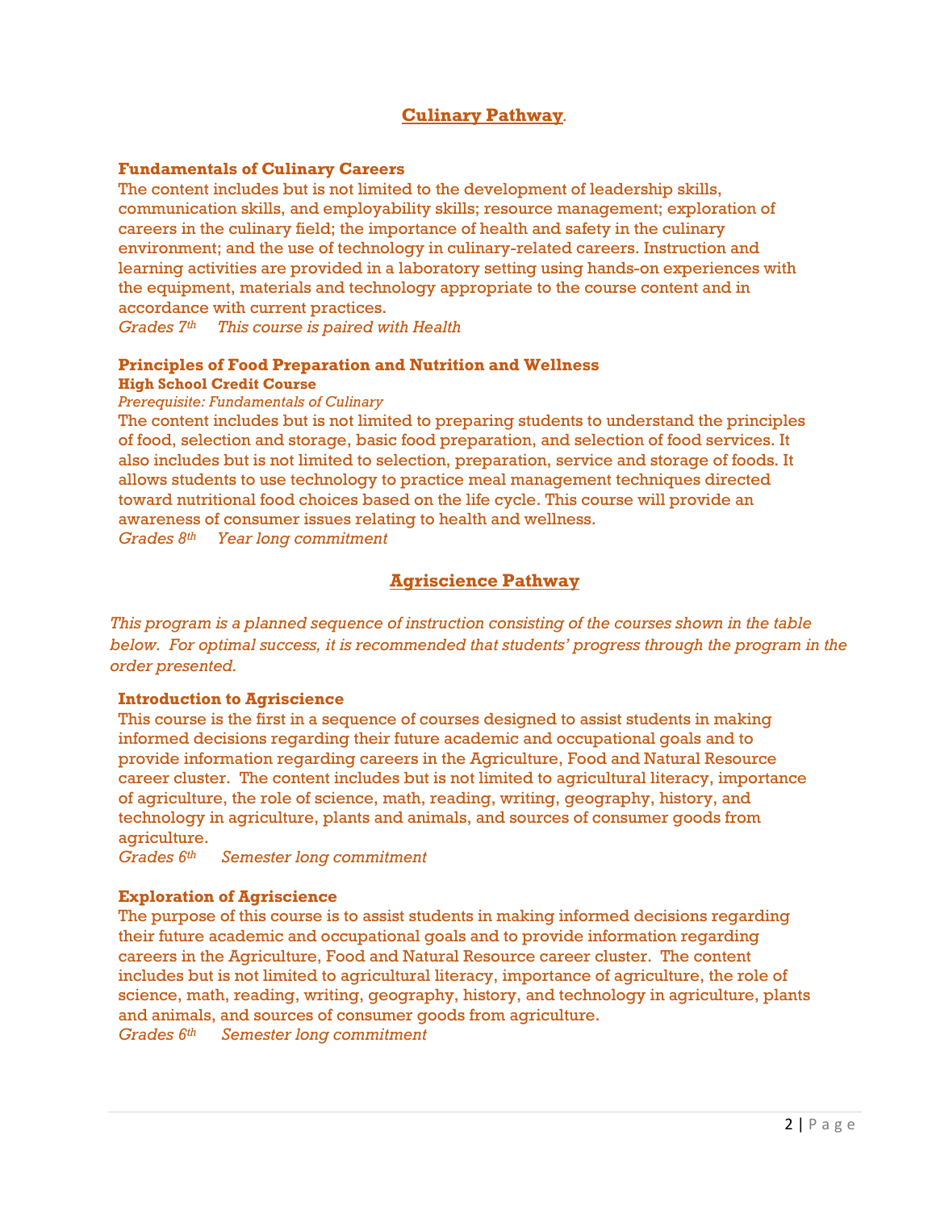## Culinary Pathway.

**Fundamentals of Culinary Careers**

The content includes but is not limited to the development of leadership skills, communication skills, and employability skills; resource management; exploration of careers in the culinary field; the importance of health and safety in the culinary environment; and the use of technology in culinary-related careers. Instruction and learning activities are provided in a laboratory setting using hands-on experiences with the equipment, materials and technology appropriate to the course content and in accordance with current practices.

*Grades 7th This course is paired with Health*

**Principles of Food Preparation and Nutrition and Wellness**
**High School Credit Course**

*Prerequisite: Fundamentals of Culinary*

The content includes but is not limited to preparing students to understand the principles of food, selection and storage, basic food preparation, and selection of food services. It also includes but is not limited to selection, preparation, service and storage of foods. It allows students to use technology to practice meal management techniques directed toward nutritional food choices based on the life cycle. This course will provide an awareness of consumer issues relating to health and wellness.

*Grades 8th Year long commitment*

## Agriscience Pathway

*This program is a planned sequence of instruction consisting of the courses shown in the table below. For optimal success, it is recommended that students' progress through the program in the order presented.*

**Introduction to Agriscience**

This course is the first in a sequence of courses designed to assist students in making informed decisions regarding their future academic and occupational goals and to provide information regarding careers in the Agriculture, Food and Natural Resource career cluster. The content includes but is not limited to agricultural literacy, importance of agriculture, the role of science, math, reading, writing, geography, history, and technology in agriculture, plants and animals, and sources of consumer goods from agriculture.

*Grades 6th Semester long commitment*

**Exploration of Agriscience**

The purpose of this course is to assist students in making informed decisions regarding their future academic and occupational goals and to provide information regarding careers in the Agriculture, Food and Natural Resource career cluster. The content includes but is not limited to agricultural literacy, importance of agriculture, the role of science, math, reading, writing, geography, history, and technology in agriculture, plants and animals, and sources of consumer goods from agriculture.

*Grades 6th Semester long commitment*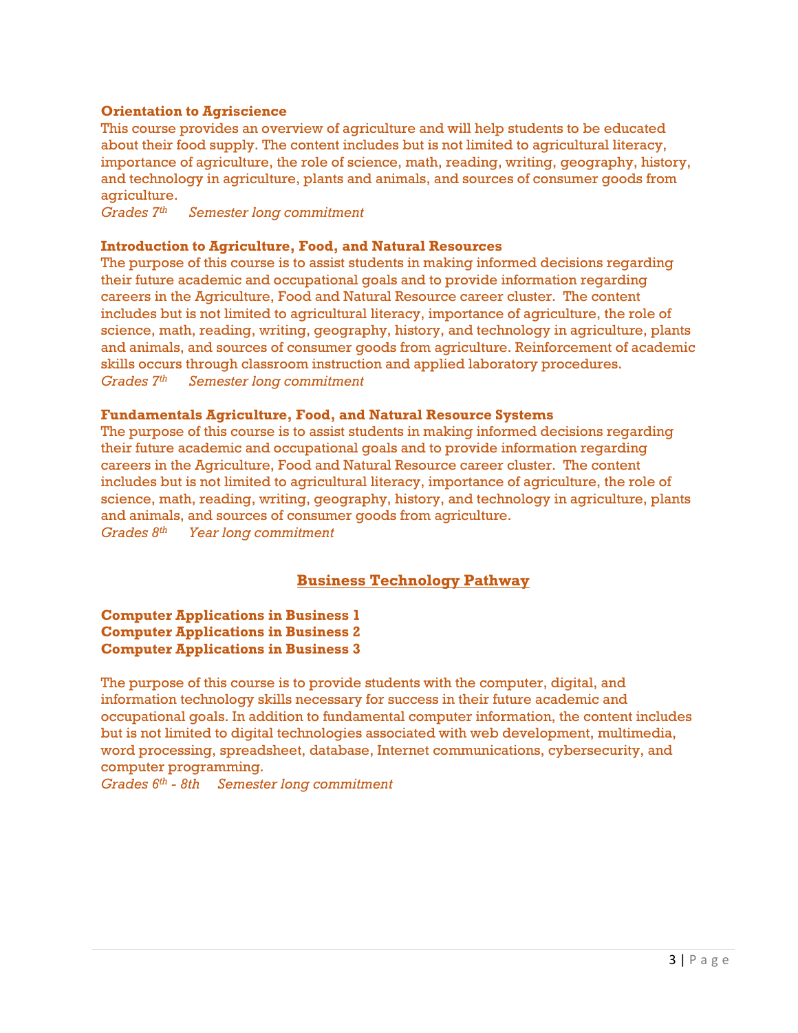**Orientation to Agriscience**

This course provides an overview of agriculture and will help students to be educated about their food supply. The content includes but is not limited to agricultural literacy, importance of agriculture, the role of science, math, reading, writing, geography, history, and technology in agriculture, plants and animals, and sources of consumer goods from agriculture.

*Grades 7th     Semester long commitment*

**Introduction to Agriculture, Food, and Natural Resources**

The purpose of this course is to assist students in making informed decisions regarding their future academic and occupational goals and to provide information regarding careers in the Agriculture, Food and Natural Resource career cluster. The content includes but is not limited to agricultural literacy, importance of agriculture, the role of science, math, reading, writing, geography, history, and technology in agriculture, plants and animals, and sources of consumer goods from agriculture. Reinforcement of academic skills occurs through classroom instruction and applied laboratory procedures.

*Grades 7th     Semester long commitment*

**Fundamentals Agriculture, Food, and Natural Resource Systems**

The purpose of this course is to assist students in making informed decisions regarding their future academic and occupational goals and to provide information regarding careers in the Agriculture, Food and Natural Resource career cluster. The content includes but is not limited to agricultural literacy, importance of agriculture, the role of science, math, reading, writing, geography, history, and technology in agriculture, plants and animals, and sources of consumer goods from agriculture.

*Grades 8th     Year long commitment*

## Business Technology Pathway

**Computer Applications in Business 1**
**Computer Applications in Business 2**
**Computer Applications in Business 3**

The purpose of this course is to provide students with the computer, digital, and information technology skills necessary for success in their future academic and occupational goals. In addition to fundamental computer information, the content includes but is not limited to digital technologies associated with web development, multimedia, word processing, spreadsheet, database, Internet communications, cybersecurity, and computer programming.

*Grades 6th - 8th     Semester long commitment*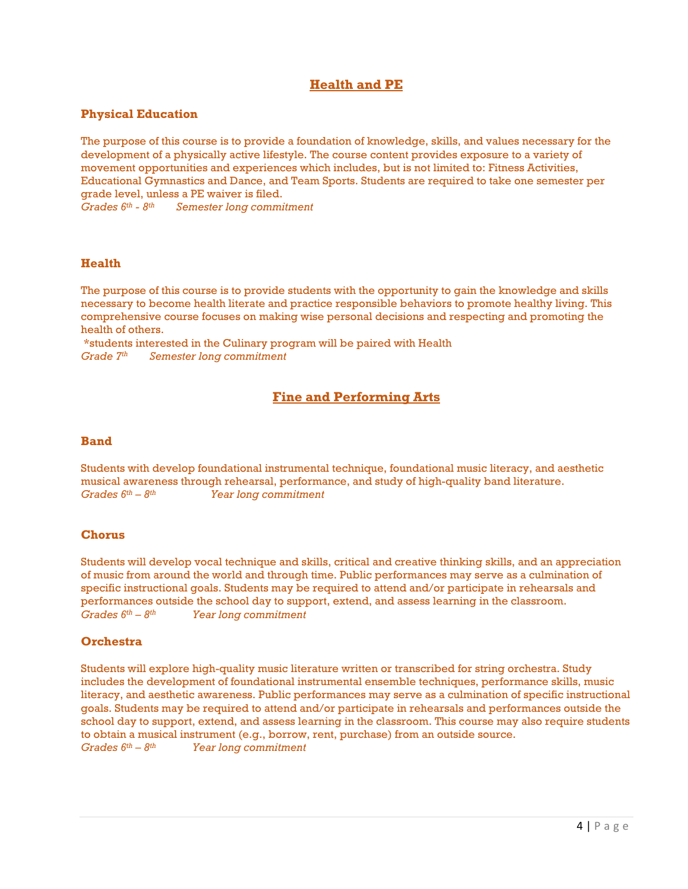## Health and PE

### Physical Education

The purpose of this course is to provide a foundation of knowledge, skills, and values necessary for the development of a physically active lifestyle. The course content provides exposure to a variety of movement opportunities and experiences which includes, but is not limited to: Fitness Activities, Educational Gymnastics and Dance, and Team Sports. Students are required to take one semester per grade level, unless a PE waiver is filed.
*Grades 6th - 8th Semester long commitment*

### Health

The purpose of this course is to provide students with the opportunity to gain the knowledge and skills necessary to become health literate and practice responsible behaviors to promote healthy living. This comprehensive course focuses on making wise personal decisions and respecting and promoting the health of others.
*students interested in the Culinary program will be paired with Health
*Grade 7th Semester long commitment*

## Fine and Performing Arts

### Band

Students with develop foundational instrumental technique, foundational music literacy, and aesthetic musical awareness through rehearsal, performance, and study of high-quality band literature.
*Grades 6th – 8th Year long commitment*

### Chorus

Students will develop vocal technique and skills, critical and creative thinking skills, and an appreciation of music from around the world and through time. Public performances may serve as a culmination of specific instructional goals. Students may be required to attend and/or participate in rehearsals and performances outside the school day to support, extend, and assess learning in the classroom.
*Grades 6th – 8th Year long commitment*

### Orchestra

Students will explore high-quality music literature written or transcribed for string orchestra. Study includes the development of foundational instrumental ensemble techniques, performance skills, music literacy, and aesthetic awareness. Public performances may serve as a culmination of specific instructional goals. Students may be required to attend and/or participate in rehearsals and performances outside the school day to support, extend, and assess learning in the classroom. This course may also require students to obtain a musical instrument (e.g., borrow, rent, purchase) from an outside source.
*Grades 6th – 8th Year long commitment*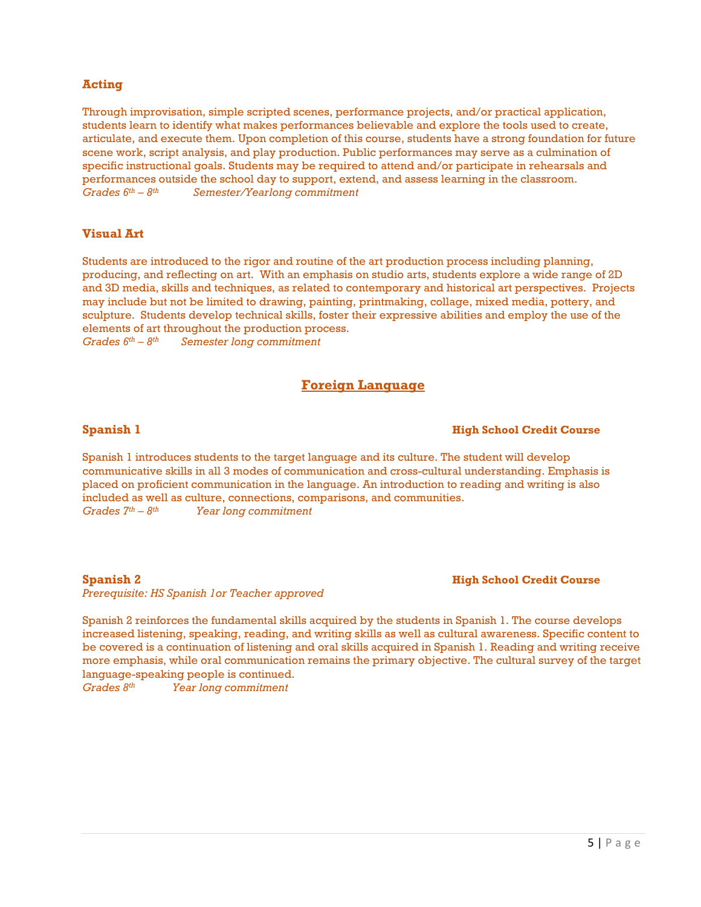### Acting

Through improvisation, simple scripted scenes, performance projects, and/or practical application, students learn to identify what makes performances believable and explore the tools used to create, articulate, and execute them. Upon completion of this course, students have a strong foundation for future scene work, script analysis, and play production. Public performances may serve as a culmination of specific instructional goals. Students may be required to attend and/or participate in rehearsals and performances outside the school day to support, extend, and assess learning in the classroom.
*Grades 6th – 8th Semester/Yearlong commitment*

### Visual Art

Students are introduced to the rigor and routine of the art production process including planning, producing, and reflecting on art. With an emphasis on studio arts, students explore a wide range of 2D and 3D media, skills and techniques, as related to contemporary and historical art perspectives. Projects may include but not be limited to drawing, painting, printmaking, collage, mixed media, pottery, and sculpture. Students develop technical skills, foster their expressive abilities and employ the use of the elements of art throughout the production process.
*Grades 6th – 8th Semester long commitment*

## Foreign Language

### Spanish 1 — High School Credit Course

Spanish 1 introduces students to the target language and its culture. The student will develop communicative skills in all 3 modes of communication and cross-cultural understanding. Emphasis is placed on proficient communication in the language. An introduction to reading and writing is also included as well as culture, connections, comparisons, and communities.
*Grades 7th – 8th Year long commitment*

### Spanish 2 — High School Credit Course

*Prerequisite: HS Spanish 1or Teacher approved*

Spanish 2 reinforces the fundamental skills acquired by the students in Spanish 1. The course develops increased listening, speaking, reading, and writing skills as well as cultural awareness. Specific content to be covered is a continuation of listening and oral skills acquired in Spanish 1. Reading and writing receive more emphasis, while oral communication remains the primary objective. The cultural survey of the target language-speaking people is continued.
*Grades 8th Year long commitment*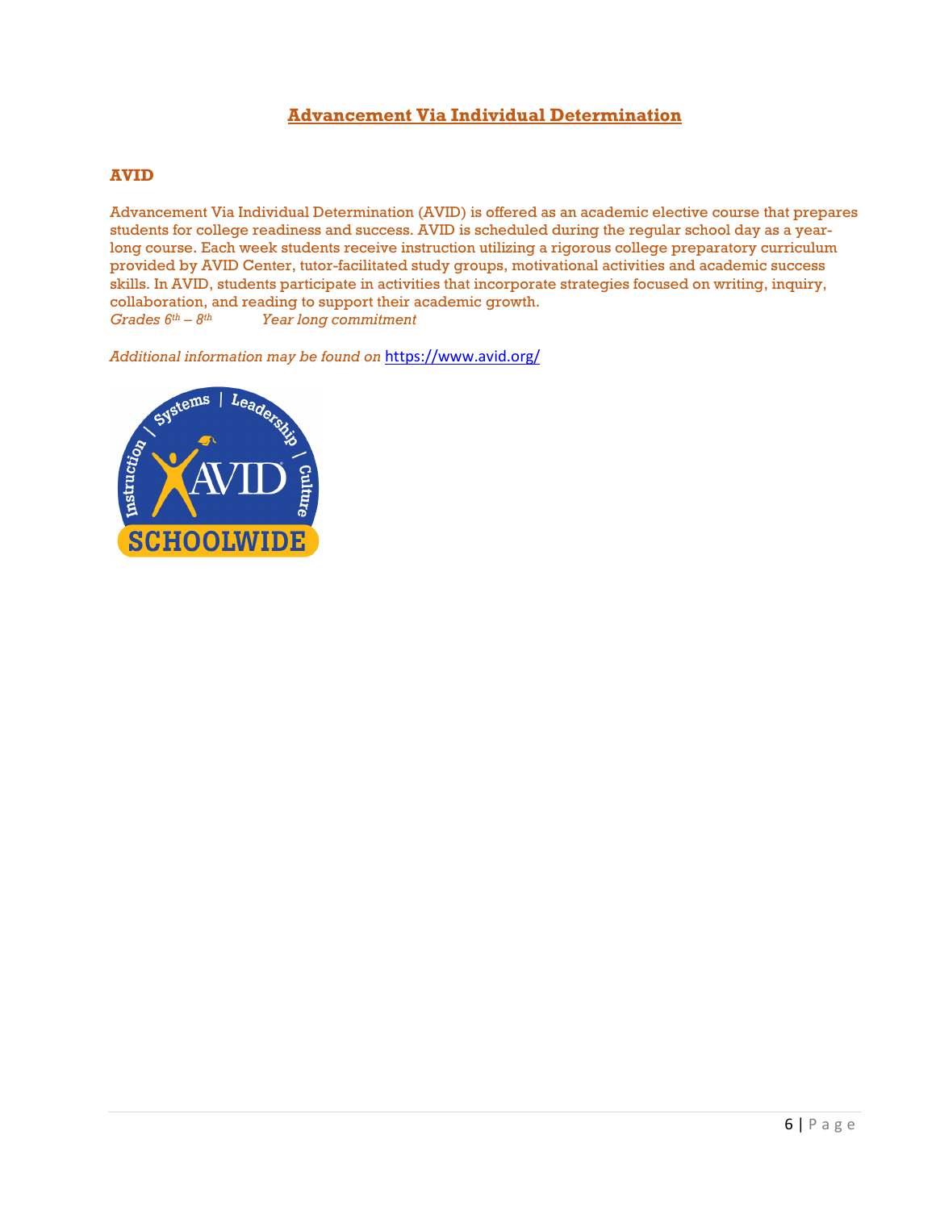# Advancement Via Individual Determination

## AVID

Advancement Via Individual Determination (AVID) is offered as an academic elective course that prepares students for college readiness and success. AVID is scheduled during the regular school day as a year-long course. Each week students receive instruction utilizing a rigorous college preparatory curriculum provided by AVID Center, tutor-facilitated study groups, motivational activities and academic success skills. In AVID, students participate in activities that incorporate strategies focused on writing, inquiry, collaboration, and reading to support their academic growth.
*Grades 6th – 8th    Year long commitment*

*Additional information may be found on* https://www.avid.org/